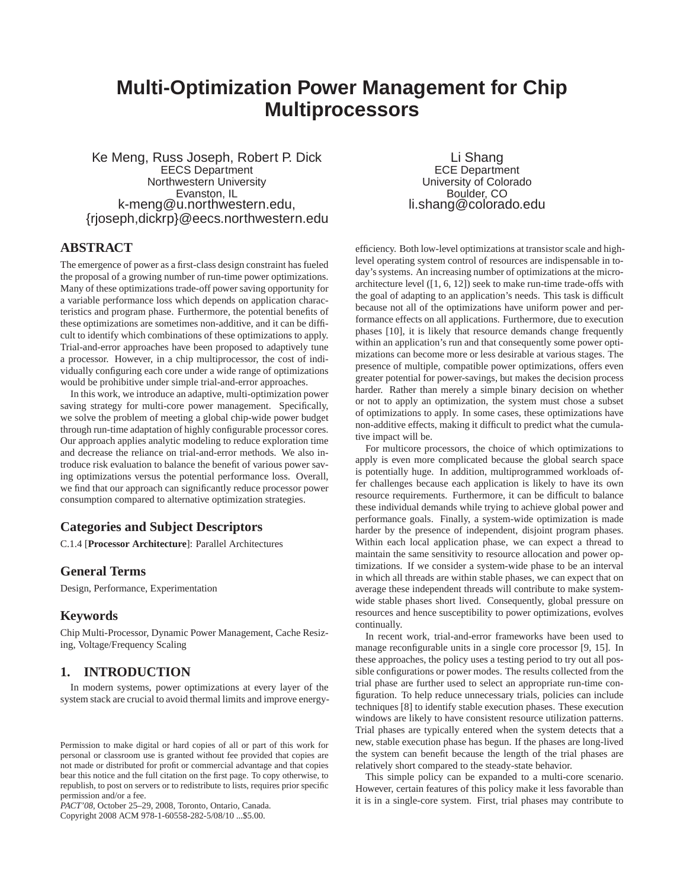# Multi-Optimization Power Management for Chip Multiprocessors

Ke Meng, Russ Joseph, Robert P. Dick
EECS Department
Northwestern University
Evanston, IL
k-meng@u.northwestern.edu,
{rjoseph,dickrp}@eecs.northwestern.edu

Li Shang
ECE Department
University of Colorado
Boulder, CO
li.shang@colorado.edu

## ABSTRACT

The emergence of power as a first-class design constraint has fueled the proposal of a growing number of run-time power optimizations. Many of these optimizations trade-off power saving opportunity for a variable performance loss which depends on application characteristics and program phase. Furthermore, the potential benefits of these optimizations are sometimes non-additive, and it can be difficult to identify which combinations of these optimizations to apply. Trial-and-error approaches have been proposed to adaptively tune a processor. However, in a chip multiprocessor, the cost of individually configuring each core under a wide range of optimizations would be prohibitive under simple trial-and-error approaches.

In this work, we introduce an adaptive, multi-optimization power saving strategy for multi-core power management. Specifically, we solve the problem of meeting a global chip-wide power budget through run-time adaptation of highly configurable processor cores. Our approach applies analytic modeling to reduce exploration time and decrease the reliance on trial-and-error methods. We also introduce risk evaluation to balance the benefit of various power saving optimizations versus the potential performance loss. Overall, we find that our approach can significantly reduce processor power consumption compared to alternative optimization strategies.

## Categories and Subject Descriptors

C.1.4 [**Processor Architecture**]: Parallel Architectures

## General Terms

Design, Performance, Experimentation

## Keywords

Chip Multi-Processor, Dynamic Power Management, Cache Resizing, Voltage/Frequency Scaling

## 1. INTRODUCTION

In modern systems, power optimizations at every layer of the system stack are crucial to avoid thermal limits and improve energy-efficiency. Both low-level optimizations at transistor scale and high-level operating system control of resources are indispensable in today's systems. An increasing number of optimizations at the micro-architecture level ([1, 6, 12]) seek to make run-time trade-offs with the goal of adapting to an application's needs. This task is difficult because not all of the optimizations have uniform power and performance effects on all applications. Furthermore, due to execution phases [10], it is likely that resource demands change frequently within an application's run and that consequently some power optimizations can become more or less desirable at various stages. The presence of multiple, compatible power optimizations, offers even greater potential for power-savings, but makes the decision process harder. Rather than merely a simple binary decision on whether or not to apply an optimization, the system must chose a subset of optimizations to apply. In some cases, these optimizations have non-additive effects, making it difficult to predict what the cumulative impact will be.

For multicore processors, the choice of which optimizations to apply is even more complicated because the global search space is potentially huge. In addition, multiprogrammed workloads offer challenges because each application is likely to have its own resource requirements. Furthermore, it can be difficult to balance these individual demands while trying to achieve global power and performance goals. Finally, a system-wide optimization is made harder by the presence of independent, disjoint program phases. Within each local application phase, we can expect a thread to maintain the same sensitivity to resource allocation and power optimizations. If we consider a system-wide phase to be an interval in which all threads are within stable phases, we can expect that on average these independent threads will contribute to make system-wide stable phases short lived. Consequently, global pressure on resources and hence susceptibility to power optimizations, evolves continually.

In recent work, trial-and-error frameworks have been used to manage reconfigurable units in a single core processor [9, 15]. In these approaches, the policy uses a testing period to try out all possible configurations or power modes. The results collected from the trial phase are further used to select an appropriate run-time configuration. To help reduce unnecessary trials, policies can include techniques [8] to identify stable execution phases. These execution windows are likely to have consistent resource utilization patterns. Trial phases are typically entered when the system detects that a new, stable execution phase has begun. If the phases are long-lived the system can benefit because the length of the trial phases are relatively short compared to the steady-state behavior.

This simple policy can be expanded to a multi-core scenario. However, certain features of this policy make it less favorable than it is in a single-core system. First, trial phases may contribute to

Permission to make digital or hard copies of all or part of this work for personal or classroom use is granted without fee provided that copies are not made or distributed for profit or commercial advantage and that copies bear this notice and the full citation on the first page. To copy otherwise, to republish, to post on servers or to redistribute to lists, requires prior specific permission and/or a fee.
*PACT'08*, October 25–29, 2008, Toronto, Ontario, Canada.
Copyright 2008 ACM 978-1-60558-282-5/08/10 ...$5.00.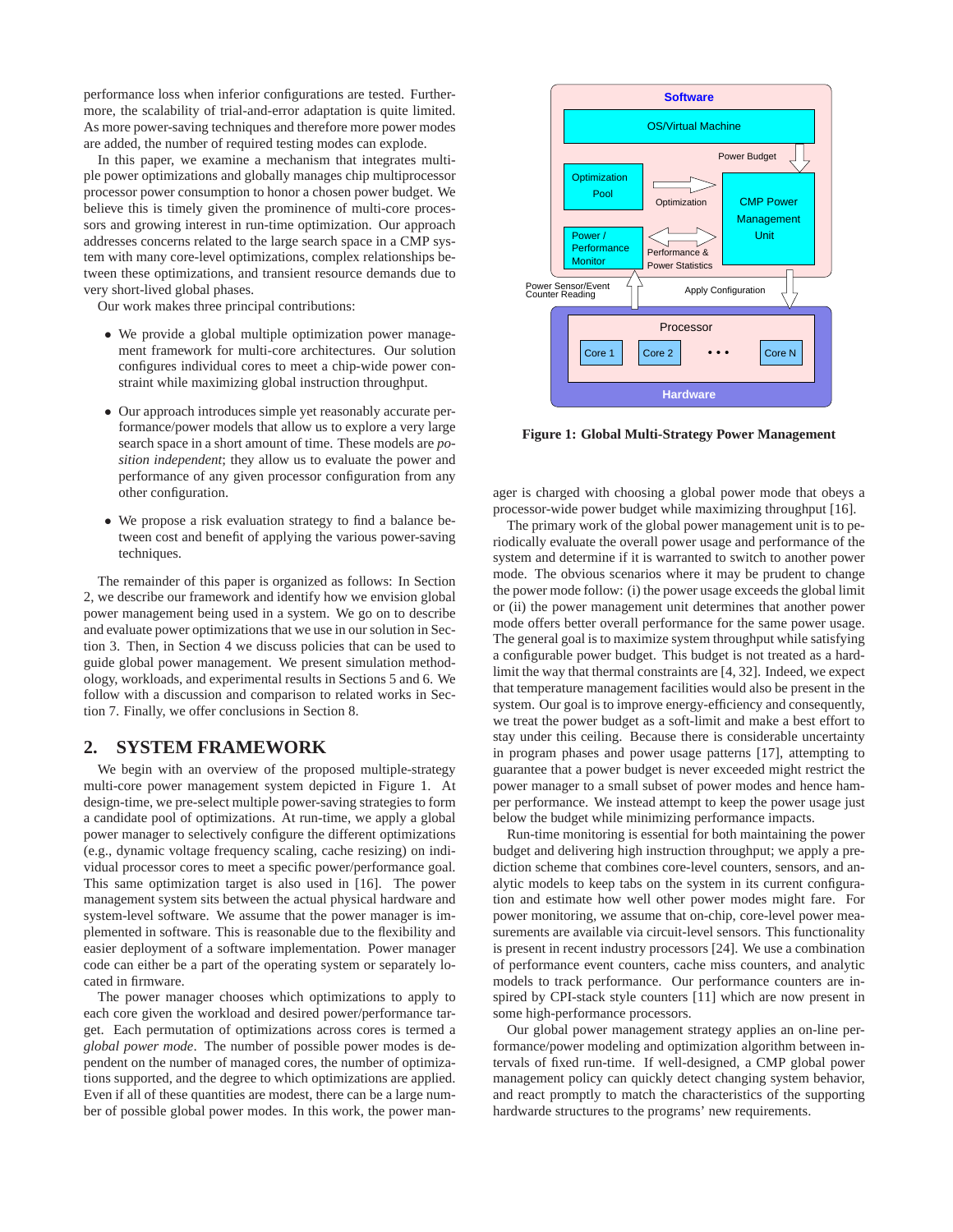performance loss when inferior configurations are tested. Furthermore, the scalability of trial-and-error adaptation is quite limited. As more power-saving techniques and therefore more power modes are added, the number of required testing modes can explode.

In this paper, we examine a mechanism that integrates multiple power optimizations and globally manages chip multiprocessor processor power consumption to honor a chosen power budget. We believe this is timely given the prominence of multi-core processors and growing interest in run-time optimization. Our approach addresses concerns related to the large search space in a CMP system with many core-level optimizations, complex relationships between these optimizations, and transient resource demands due to very short-lived global phases.

Our work makes three principal contributions:

- We provide a global multiple optimization power management framework for multi-core architectures. Our solution configures individual cores to meet a chip-wide power constraint while maximizing global instruction throughput.
- Our approach introduces simple yet reasonably accurate performance/power models that allow us to explore a very large search space in a short amount of time. These models are *position independent*; they allow us to evaluate the power and performance of any given processor configuration from any other configuration.
- We propose a risk evaluation strategy to find a balance between cost and benefit of applying the various power-saving techniques.

The remainder of this paper is organized as follows: In Section 2, we describe our framework and identify how we envision global power management being used in a system. We go on to describe and evaluate power optimizations that we use in our solution in Section 3. Then, in Section 4 we discuss policies that can be used to guide global power management. We present simulation methodology, workloads, and experimental results in Sections 5 and 6. We follow with a discussion and comparison to related works in Section 7. Finally, we offer conclusions in Section 8.

## 2. SYSTEM FRAMEWORK

We begin with an overview of the proposed multiple-strategy multi-core power management system depicted in Figure 1. At design-time, we pre-select multiple power-saving strategies to form a candidate pool of optimizations. At run-time, we apply a global power manager to selectively configure the different optimizations (e.g., dynamic voltage frequency scaling, cache resizing) on individual processor cores to meet a specific power/performance goal. This same optimization target is also used in [16]. The power management system sits between the actual physical hardware and system-level software. We assume that the power manager is implemented in software. This is reasonable due to the flexibility and easier deployment of a software implementation. Power manager code can either be a part of the operating system or separately located in firmware.

The power manager chooses which optimizations to apply to each core given the workload and desired power/performance target. Each permutation of optimizations across cores is termed a *global power mode*. The number of possible power modes is dependent on the number of managed cores, the number of optimizations supported, and the degree to which optimizations are applied. Even if all of these quantities are modest, there can be a large number of possible global power modes. In this work, the power manager is charged with choosing a global power mode that obeys a processor-wide power budget while maximizing throughput [16].

Software | OS/Virtual Machine | Power Budget | Optimization Pool | Optimization | CMP Power Management Unit | Power / Performance Monitor | Performance & Power Statistics | Power Sensor/Event Counter Reading | Apply Configuration | Processor | Core 1 | Core 2 | • • • | Core N | Hardware

**Figure 1: Global Multi-Strategy Power Management**

The primary work of the global power management unit is to periodically evaluate the overall power usage and performance of the system and determine if it is warranted to switch to another power mode. The obvious scenarios where it may be prudent to change the power mode follow: (i) the power usage exceeds the global limit or (ii) the power management unit determines that another power mode offers better overall performance for the same power usage. The general goal is to maximize system throughput while satisfying a configurable power budget. This budget is not treated as a hard-limit the way that thermal constraints are [4, 32]. Indeed, we expect that temperature management facilities would also be present in the system. Our goal is to improve energy-efficiency and consequently, we treat the power budget as a soft-limit and make a best effort to stay under this ceiling. Because there is considerable uncertainty in program phases and power usage patterns [17], attempting to guarantee that a power budget is never exceeded might restrict the power manager to a small subset of power modes and hence hamper performance. We instead attempt to keep the power usage just below the budget while minimizing performance impacts.

Run-time monitoring is essential for both maintaining the power budget and delivering high instruction throughput; we apply a prediction scheme that combines core-level counters, sensors, and analytic models to keep tabs on the system in its current configuration and estimate how well other power modes might fare. For power monitoring, we assume that on-chip, core-level power measurements are available via circuit-level sensors. This functionality is present in recent industry processors [24]. We use a combination of performance event counters, cache miss counters, and analytic models to track performance. Our performance counters are inspired by CPI-stack style counters [11] which are now present in some high-performance processors.

Our global power management strategy applies an on-line performance/power modeling and optimization algorithm between intervals of fixed run-time. If well-designed, a CMP global power management policy can quickly detect changing system behavior, and react promptly to match the characteristics of the supporting hardwarde structures to the programs' new requirements.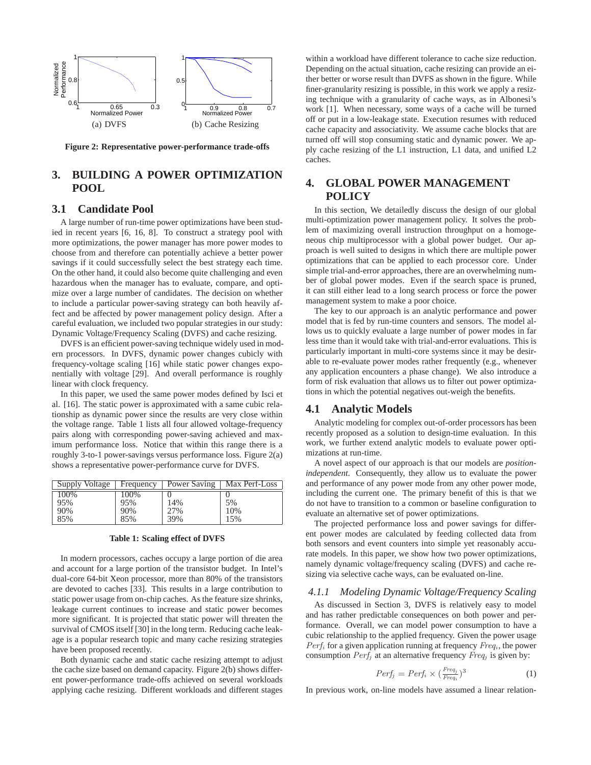Normalized Performance

1

0.8

0.6

1 0.65 0.3

Normalized Power

(a) DVFS

1

0.5

0

1 0.9 0.8 0.7

Normalized Power

(b) Cache Resizing

**Figure 2: Representative power-performance trade-offs**

# 3. BUILDING A POWER OPTIMIZATION POOL

## 3.1 Candidate Pool

A large number of run-time power optimizations have been studied in recent years [6, 16, 8]. To construct a strategy pool with more optimizations, the power manager has more power modes to choose from and therefore can potentially achieve a better power savings if it could successfully select the best strategy each time. On the other hand, it could also become quite challenging and even hazardous when the manager has to evaluate, compare, and optimize over a large number of candidates. The decision on whether to include a particular power-saving strategy can both heavily affect and be affected by power management policy design. After a careful evaluation, we included two popular strategies in our study: Dynamic Voltage/Frequency Scaling (DVFS) and cache resizing.

DVFS is an efficient power-saving technique widely used in modern processors. In DVFS, dynamic power changes cubicly with frequency-voltage scaling [16] while static power changes exponentially with voltage [29]. And overall performance is roughly linear with clock frequency.

In this paper, we used the same power modes defined by Isci et al. [16]. The static power is approximated with a same cubic relationship as dynamic power since the results are very close within the voltage range. Table 1 lists all four allowed voltage-frequency pairs along with corresponding power-saving achieved and maximum performance loss. Notice that within this range there is a roughly 3-to-1 power-savings versus performance loss. Figure 2(a) shows a representative power-performance curve for DVFS.

| Supply Voltage | Frequency | Power Saving | Max Perf-Loss |
|---|---|---|---|
| 100% | 100% | 0 | 0 |
| 95% | 95% | 14% | 5% |
| 90% | 90% | 27% | 10% |
| 85% | 85% | 39% | 15% |

**Table 1: Scaling effect of DVFS**

In modern processors, caches occupy a large portion of die area and account for a large portion of the transistor budget. In Intel's dual-core 64-bit Xeon processor, more than 80% of the transistors are devoted to caches [33]. This results in a large contribution to static power usage from on-chip caches. As the feature size shrinks, leakage current continues to increase and static power becomes more significant. It is projected that static power will threaten the survival of CMOS itself [30] in the long term. Reducing cache leakage is a popular research topic and many cache resizing strategies have been proposed recently.

Both dynamic cache and static cache resizing attempt to adjust the cache size based on demand capacity. Figure 2(b) shows different power-performance trade-offs achieved on several workloads applying cache resizing. Different workloads and different stages within a workload have different tolerance to cache size reduction. Depending on the actual situation, cache resizing can provide an either better or worse result than DVFS as shown in the figure. While finer-granularity resizing is possible, in this work we apply a resizing technique with a granularity of cache ways, as in Albonesi's work [1]. When necessary, some ways of a cache will be turned off or put in a low-leakage state. Execution resumes with reduced cache capacity and associativity. We assume cache blocks that are turned off will stop consuming static and dynamic power. We apply cache resizing of the L1 instruction, L1 data, and unified L2 caches.

# 4. GLOBAL POWER MANAGEMENT POLICY

In this section, We detailedly discuss the design of our global multi-optimization power management policy. It solves the problem of maximizing overall instruction throughput on a homogeneous chip multiprocessor with a global power budget. Our approach is well suited to designs in which there are multiple power optimizations that can be applied to each processor core. Under simple trial-and-error approaches, there are an overwhelming number of global power modes. Even if the search space is pruned, it can still either lead to a long search process or force the power management system to make a poor choice.

The key to our approach is an analytic performance and power model that is fed by run-time counters and sensors. The model allows us to quickly evaluate a large number of power modes in far less time than it would take with trial-and-error evaluations. This is particularly important in multi-core systems since it may be desirable to re-evaluate power modes rather frequently (e.g., whenever any application encounters a phase change). We also introduce a form of risk evaluation that allows us to filter out power optimizations in which the potential negatives out-weigh the benefits.

## 4.1 Analytic Models

Analytic modeling for complex out-of-order processors has been recently proposed as a solution to design-time evaluation. In this work, we further extend analytic models to evaluate power optimizations at run-time.

A novel aspect of our approach is that our models are *position-independent*. Consequently, they allow us to evaluate the power and performance of any power mode from any other power mode, including the current one. The primary benefit of this is that we do not have to transition to a common or baseline configuration to evaluate an alternative set of power optimizations.

The projected performance loss and power savings for different power modes are calculated by feeding collected data from both sensors and event counters into simple yet reasonably accurate models. In this paper, we show how two power optimizations, namely dynamic voltage/frequency scaling (DVFS) and cache resizing via selective cache ways, can be evaluated on-line.

### *4.1.1 Modeling Dynamic Voltage/Frequency Scaling*

As discussed in Section 3, DVFS is relatively easy to model and has rather predictable consequences on both power and performance. Overall, we can model power consumption to have a cubic relationship to the applied frequency. Given the power usage $Perf_i$ for a given application running at frequency $Freq_i$, the power consumption $Perf_j$ at an alternative frequency $Freq_j$ is given by:

$$Perf_j = Perf_i \times (\frac{Freq_j}{Freq_i})^3 \quad (1)$$

In previous work, on-line models have assumed a linear relation-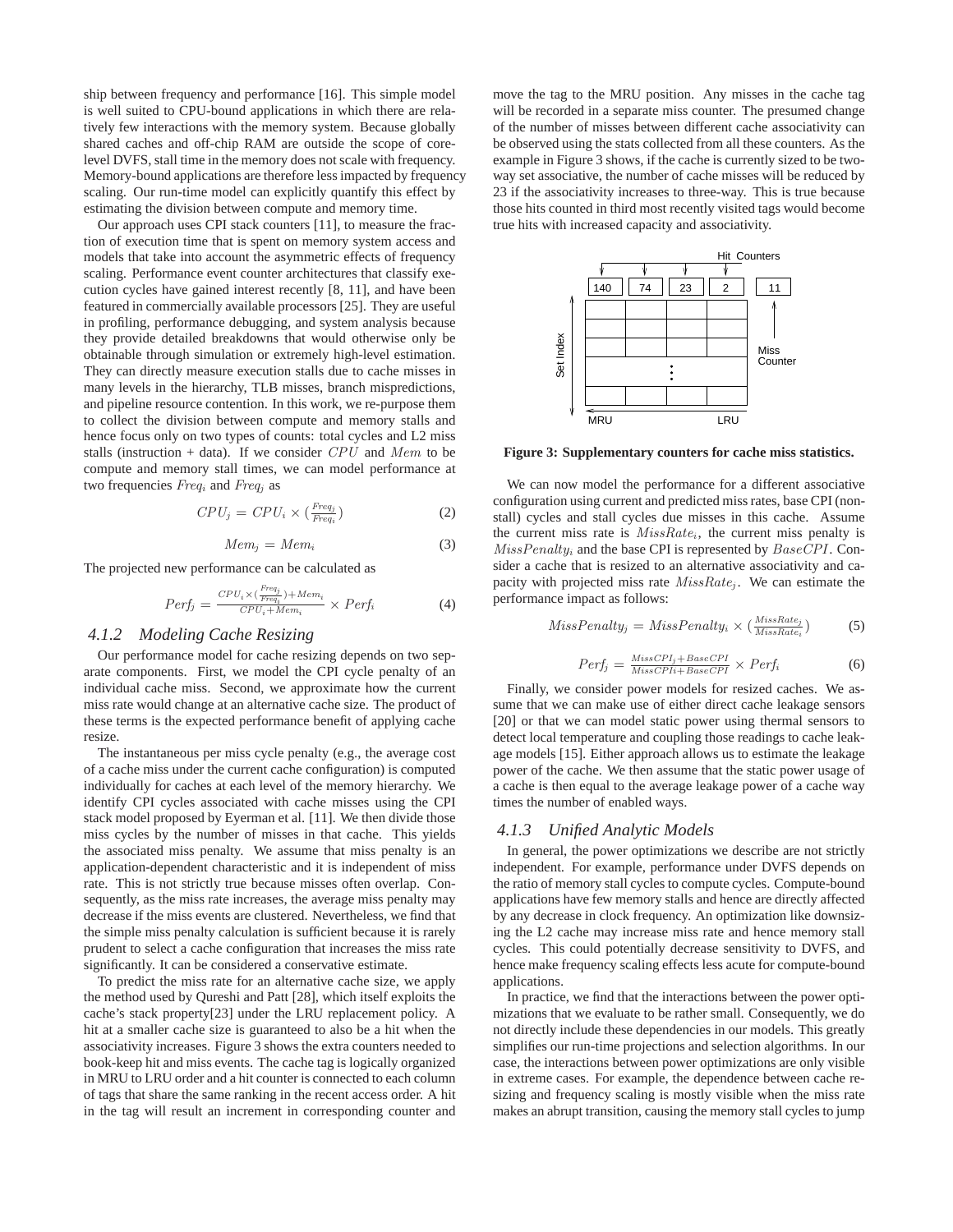ship between frequency and performance [16]. This simple model is well suited to CPU-bound applications in which there are relatively few interactions with the memory system. Because globally shared caches and off-chip RAM are outside the scope of core-level DVFS, stall time in the memory does not scale with frequency. Memory-bound applications are therefore less impacted by frequency scaling. Our run-time model can explicitly quantify this effect by estimating the division between compute and memory time.

Our approach uses CPI stack counters [11], to measure the fraction of execution time that is spent on memory system access and models that take into account the asymmetric effects of frequency scaling. Performance event counter architectures that classify execution cycles have gained interest recently [8, 11], and have been featured in commercially available processors [25]. They are useful in profiling, performance debugging, and system analysis because they provide detailed breakdowns that would otherwise only be obtainable through simulation or extremely high-level estimation. They can directly measure execution stalls due to cache misses in many levels in the hierarchy, TLB misses, branch mispredictions, and pipeline resource contention. In this work, we re-purpose them to collect the division between compute and memory stalls and hence focus only on two types of counts: total cycles and L2 miss stalls (instruction + data). If we consider $CPU$ and $Mem$ to be compute and memory stall times, we can model performance at two frequencies $Freq_i$ and $Freq_j$ as

$$CPU_j = CPU_i \times (\tfrac{Freq_j}{Freq_i}) \quad (2)$$

$$Mem_j = Mem_i \quad (3)$$

The projected new performance can be calculated as

$$Perf_j = \frac{CPU_i \times (\frac{Freq_j}{Freq_i}) + Mem_i}{CPU_i + Mem_i} \times Perf_i \quad (4)$$

### 4.1.2 Modeling Cache Resizing

Our performance model for cache resizing depends on two separate components. First, we model the CPI cycle penalty of an individual cache miss. Second, we approximate how the current miss rate would change at an alternative cache size. The product of these terms is the expected performance benefit of applying cache resize.

The instantaneous per miss cycle penalty (e.g., the average cost of a cache miss under the current cache configuration) is computed individually for caches at each level of the memory hierarchy. We identify CPI cycles associated with cache misses using the CPI stack model proposed by Eyerman et al. [11]. We then divide those miss cycles by the number of misses in that cache. This yields the associated miss penalty. We assume that miss penalty is an application-dependent characteristic and it is independent of miss rate. This is not strictly true because misses often overlap. Consequently, as the miss rate increases, the average miss penalty may decrease if the miss events are clustered. Nevertheless, we find that the simple miss penalty calculation is sufficient because it is rarely prudent to select a cache configuration that increases the miss rate significantly. It can be considered a conservative estimate.

To predict the miss rate for an alternative cache size, we apply the method used by Qureshi and Patt [28], which itself exploits the cache's stack property[23] under the LRU replacement policy. A hit at a smaller cache size is guaranteed to also be a hit when the associativity increases. Figure 3 shows the extra counters needed to book-keep hit and miss events. The cache tag is logically organized in MRU to LRU order and a hit counter is connected to each column of tags that share the same ranking in the recent access order. A hit in the tag will result an increment in corresponding counter and move the tag to the MRU position. Any misses in the cache tag will be recorded in a separate miss counter. The presumed change of the number of misses between different cache associativity can be observed using the stats collected from all these counters. As the example in Figure 3 shows, if the cache is currently sized to be two-way set associative, the number of cache misses will be reduced by 23 if the associativity increases to three-way. This is true because those hits counted in third most recently visited tags would become true hits with increased capacity and associativity.

Hit Counters
140 74 23 2 11
Set Index
Miss Counter
MRU LRU

**Figure 3: Supplementary counters for cache miss statistics.**

We can now model the performance for a different associative configuration using current and predicted miss rates, base CPI (non-stall) cycles and stall cycles due misses in this cache. Assume the current miss rate is $MissRate_i$, the current miss penalty is $MissPenalty_i$ and the base CPI is represented by $BaseCPI$. Consider a cache that is resized to an alternative associativity and capacity with projected miss rate $MissRate_j$. We can estimate the performance impact as follows:

$$MissPenalty_j = MissPenalty_i \times (\tfrac{MissRate_j}{MissRate_i}) \quad (5)$$

$$Perf_j = \frac{MissCPI_j + BaseCPI}{MissCPIi + BaseCPI} \times Perf_i \quad (6)$$

Finally, we consider power models for resized caches. We assume that we can make use of either direct cache leakage sensors [20] or that we can model static power using thermal sensors to detect local temperature and coupling those readings to cache leakage models [15]. Either approach allows us to estimate the leakage power of the cache. We then assume that the static power usage of a cache is then equal to the average leakage power of a cache way times the number of enabled ways.

### 4.1.3 Unified Analytic Models

In general, the power optimizations we describe are not strictly independent. For example, performance under DVFS depends on the ratio of memory stall cycles to compute cycles. Compute-bound applications have few memory stalls and hence are directly affected by any decrease in clock frequency. An optimization like downsizing the L2 cache may increase miss rate and hence memory stall cycles. This could potentially decrease sensitivity to DVFS, and hence make frequency scaling effects less acute for compute-bound applications.

In practice, we find that the interactions between the power optimizations that we evaluate to be rather small. Consequently, we do not directly include these dependencies in our models. This greatly simplifies our run-time projections and selection algorithms. In our case, the interactions between power optimizations are only visible in extreme cases. For example, the dependence between cache resizing and frequency scaling is mostly visible when the miss rate makes an abrupt transition, causing the memory stall cycles to jump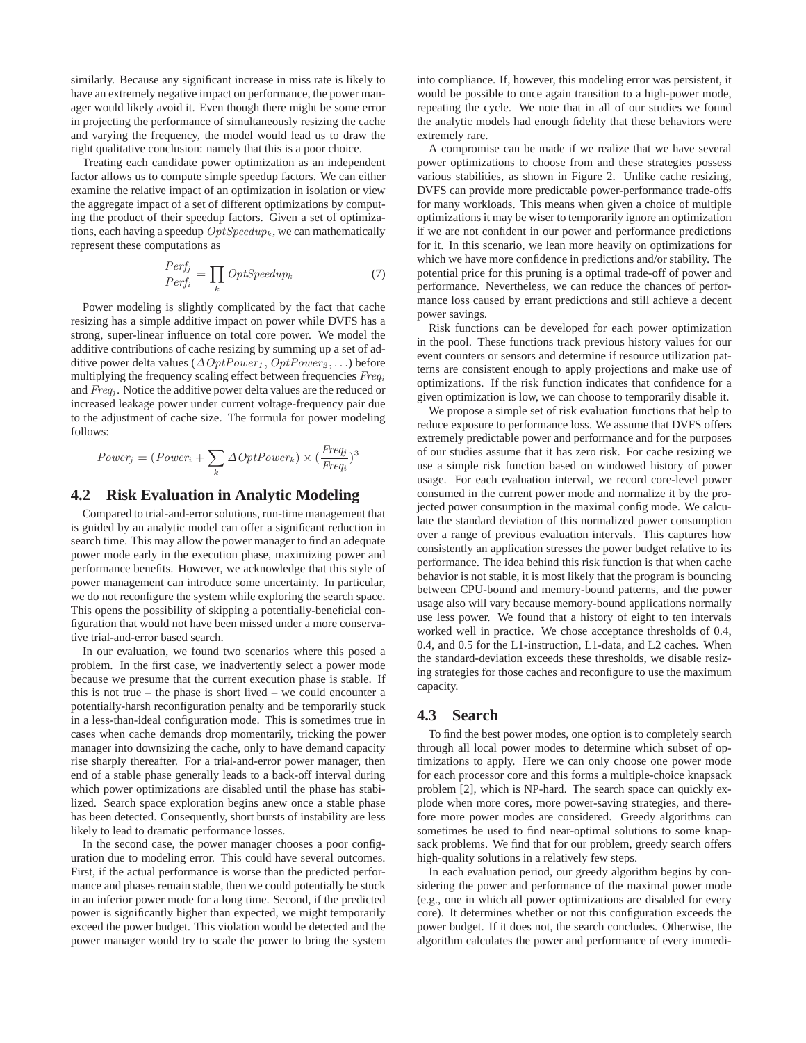similarly. Because any significant increase in miss rate is likely to have an extremely negative impact on performance, the power manager would likely avoid it. Even though there might be some error in projecting the performance of simultaneously resizing the cache and varying the frequency, the model would lead us to draw the right qualitative conclusion: namely that this is a poor choice.

Treating each candidate power optimization as an independent factor allows us to compute simple speedup factors. We can either examine the relative impact of an optimization in isolation or view the aggregate impact of a set of different optimizations by computing the product of their speedup factors. Given a set of optimizations, each having a speedup $OptSpeedup_k$, we can mathematically represent these computations as

$$\frac{Perf_j}{Perf_i} = \prod_k OptSpeedup_k \tag{7}$$

Power modeling is slightly complicated by the fact that cache resizing has a simple additive impact on power while DVFS has a strong, super-linear influence on total core power. We model the additive contributions of cache resizing by summing up a set of additive power delta values ($\Delta OptPower_1$, $OptPower_2, \ldots$) before multiplying the frequency scaling effect between frequencies $Freq_i$ and $Freq_j$. Notice the additive power delta values are the reduced or increased leakage power under current voltage-frequency pair due to the adjustment of cache size. The formula for power modeling follows:

$$Power_j = (Power_i + \sum_k \Delta OptPower_k) \times (\frac{Freq_j}{Freq_i})^3$$

## 4.2 Risk Evaluation in Analytic Modeling

Compared to trial-and-error solutions, run-time management that is guided by an analytic model can offer a significant reduction in search time. This may allow the power manager to find an adequate power mode early in the execution phase, maximizing power and performance benefits. However, we acknowledge that this style of power management can introduce some uncertainty. In particular, we do not reconfigure the system while exploring the search space. This opens the possibility of skipping a potentially-beneficial configuration that would not have been missed under a more conservative trial-and-error based search.

In our evaluation, we found two scenarios where this posed a problem. In the first case, we inadvertently select a power mode because we presume that the current execution phase is stable. If this is not true – the phase is short lived – we could encounter a potentially-harsh reconfiguration penalty and be temporarily stuck in a less-than-ideal configuration mode. This is sometimes true in cases when cache demands drop momentarily, tricking the power manager into downsizing the cache, only to have demand capacity rise sharply thereafter. For a trial-and-error power manager, then end of a stable phase generally leads to a back-off interval during which power optimizations are disabled until the phase has stabilized. Search space exploration begins anew once a stable phase has been detected. Consequently, short bursts of instability are less likely to lead to dramatic performance losses.

In the second case, the power manager chooses a poor configuration due to modeling error. This could have several outcomes. First, if the actual performance is worse than the predicted performance and phases remain stable, then we could potentially be stuck in an inferior power mode for a long time. Second, if the predicted power is significantly higher than expected, we might temporarily exceed the power budget. This violation would be detected and the power manager would try to scale the power to bring the system into compliance. If, however, this modeling error was persistent, it would be possible to once again transition to a high-power mode, repeating the cycle. We note that in all of our studies we found the analytic models had enough fidelity that these behaviors were extremely rare.

A compromise can be made if we realize that we have several power optimizations to choose from and these strategies possess various stabilities, as shown in Figure 2. Unlike cache resizing, DVFS can provide more predictable power-performance trade-offs for many workloads. This means when given a choice of multiple optimizations it may be wiser to temporarily ignore an optimization if we are not confident in our power and performance predictions for it. In this scenario, we lean more heavily on optimizations for which we have more confidence in predictions and/or stability. The potential price for this pruning is a optimal trade-off of power and performance. Nevertheless, we can reduce the chances of performance loss caused by errant predictions and still achieve a decent power savings.

Risk functions can be developed for each power optimization in the pool. These functions track previous history values for our event counters or sensors and determine if resource utilization patterns are consistent enough to apply projections and make use of optimizations. If the risk function indicates that confidence for a given optimization is low, we can choose to temporarily disable it.

We propose a simple set of risk evaluation functions that help to reduce exposure to performance loss. We assume that DVFS offers extremely predictable power and performance and for the purposes of our studies assume that it has zero risk. For cache resizing we use a simple risk function based on windowed history of power usage. For each evaluation interval, we record core-level power consumed in the current power mode and normalize it by the projected power consumption in the maximal config mode. We calculate the standard deviation of this normalized power consumption over a range of previous evaluation intervals. This captures how consistently an application stresses the power budget relative to its performance. The idea behind this risk function is that when cache behavior is not stable, it is most likely that the program is bouncing between CPU-bound and memory-bound patterns, and the power usage also will vary because memory-bound applications normally use less power. We found that a history of eight to ten intervals worked well in practice. We chose acceptance thresholds of 0.4, 0.4, and 0.5 for the L1-instruction, L1-data, and L2 caches. When the standard-deviation exceeds these thresholds, we disable resizing strategies for those caches and reconfigure to use the maximum capacity.

## 4.3 Search

To find the best power modes, one option is to completely search through all local power modes to determine which subset of optimizations to apply. Here we can only choose one power mode for each processor core and this forms a multiple-choice knapsack problem [2], which is NP-hard. The search space can quickly explode when more cores, more power-saving strategies, and therefore more power modes are considered. Greedy algorithms can sometimes be used to find near-optimal solutions to some knapsack problems. We find that for our problem, greedy search offers high-quality solutions in a relatively few steps.

In each evaluation period, our greedy algorithm begins by considering the power and performance of the maximal power mode (e.g., one in which all power optimizations are disabled for every core). It determines whether or not this configuration exceeds the power budget. If it does not, the search concludes. Otherwise, the algorithm calculates the power and performance of every immedi-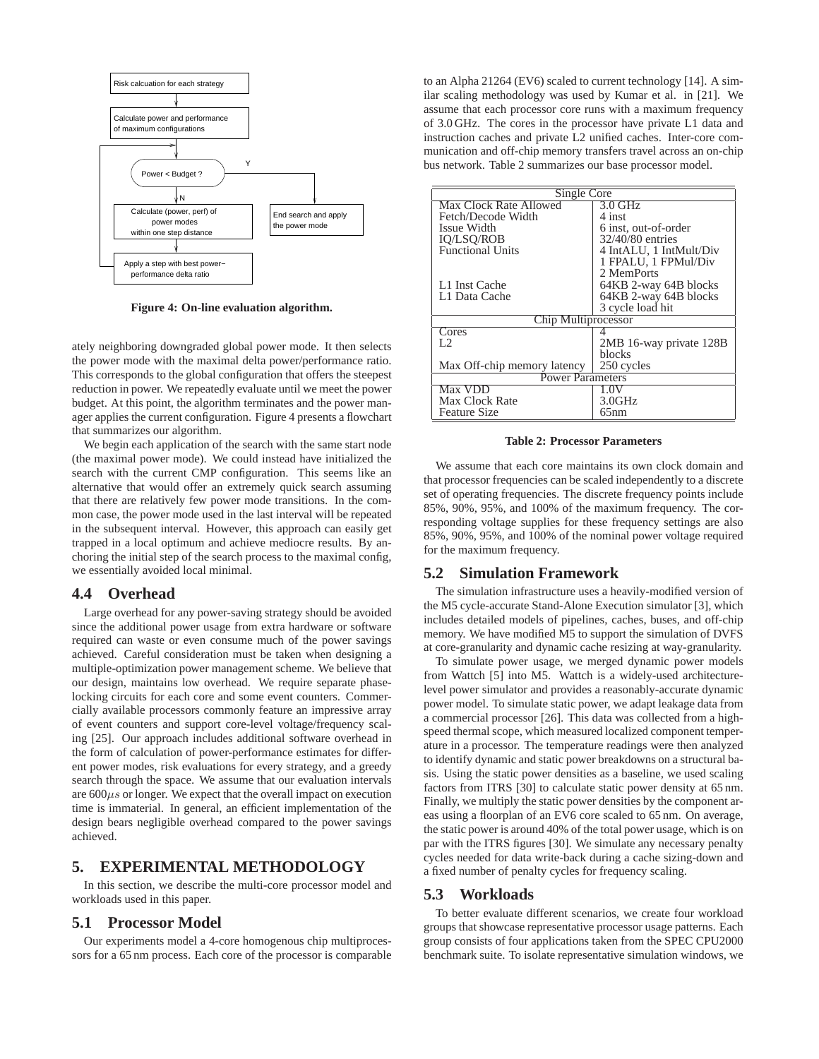Figure 4: On-line evaluation algorithm.

ately neighboring downgraded global power mode. It then selects the power mode with the maximal delta power/performance ratio. This corresponds to the global configuration that offers the steepest reduction in power. We repeatedly evaluate until we meet the power budget. At this point, the algorithm terminates and the power manager applies the current configuration. Figure 4 presents a flowchart that summarizes our algorithm.

We begin each application of the search with the same start node (the maximal power mode). We could instead have initialized the search with the current CMP configuration. This seems like an alternative that would offer an extremely quick search assuming that there are relatively few power mode transitions. In the common case, the power mode used in the last interval will be repeated in the subsequent interval. However, this approach can easily get trapped in a local optimum and achieve mediocre results. By anchoring the initial step of the search process to the maximal config, we essentially avoided local minimal.

### 4.4 Overhead

Large overhead for any power-saving strategy should be avoided since the additional power usage from extra hardware or software required can waste or even consume much of the power savings achieved. Careful consideration must be taken when designing a multiple-optimization power management scheme. We believe that our design, maintains low overhead. We require separate phase-locking circuits for each core and some event counters. Commercially available processors commonly feature an impressive array of event counters and support core-level voltage/frequency scaling [25]. Our approach includes additional software overhead in the form of calculation of power-performance estimates for different power modes, risk evaluations for every strategy, and a greedy search through the space. We assume that our evaluation intervals are $600\mu s$ or longer. We expect that the overall impact on execution time is immaterial. In general, an efficient implementation of the design bears negligible overhead compared to the power savings achieved.

## 5. EXPERIMENTAL METHODOLOGY

In this section, we describe the multi-core processor model and workloads used in this paper.

### 5.1 Processor Model

Our experiments model a 4-core homogenous chip multiprocessors for a 65 nm process. Each core of the processor is comparable to an Alpha 21264 (EV6) scaled to current technology [14]. A similar scaling methodology was used by Kumar et al. in [21]. We assume that each processor core runs with a maximum frequency of 3.0 GHz. The cores in the processor have private L1 data and instruction caches and private L2 unified caches. Inter-core communication and off-chip memory transfers travel across an on-chip bus network. Table 2 summarizes our base processor model.

| Single Core | |
|---|---|
| Max Clock Rate Allowed | 3.0 GHz |
| Fetch/Decode Width | 4 inst |
| Issue Width | 6 inst, out-of-order |
| IQ/LSQ/ROB | 32/40/80 entries |
| Functional Units | 4 IntALU, 1 IntMult/Div<br>1 FPALU, 1 FPMul/Div<br>2 MemPorts |
| L1 Inst Cache | 64KB 2-way 64B blocks |
| L1 Data Cache | 64KB 2-way 64B blocks<br>3 cycle load hit |
| **Chip Multiprocessor** | |
| Cores | 4 |
| L2 | 2MB 16-way private 128B blocks |
| Max Off-chip memory latency | 250 cycles |
| **Power Parameters** | |
| Max VDD | 1.0V |
| Max Clock Rate | 3.0GHz |
| Feature Size | 65nm |

Table 2: Processor Parameters

We assume that each core maintains its own clock domain and that processor frequencies can be scaled independently to a discrete set of operating frequencies. The discrete frequency points include 85%, 90%, 95%, and 100% of the maximum frequency. The corresponding voltage supplies for these frequency settings are also 85%, 90%, 95%, and 100% of the nominal power voltage required for the maximum frequency.

### 5.2 Simulation Framework

The simulation infrastructure uses a heavily-modified version of the M5 cycle-accurate Stand-Alone Execution simulator [3], which includes detailed models of pipelines, caches, buses, and off-chip memory. We have modified M5 to support the simulation of DVFS at core-granularity and dynamic cache resizing at way-granularity.

To simulate power usage, we merged dynamic power models from Wattch [5] into M5. Wattch is a widely-used architecture-level power simulator and provides a reasonably-accurate dynamic power model. To simulate static power, we adapt leakage data from a commercial processor [26]. This data was collected from a high-speed thermal scope, which measured localized component temperature in a processor. The temperature readings were then analyzed to identify dynamic and static power breakdowns on a structural basis. Using the static power densities as a baseline, we used scaling factors from ITRS [30] to calculate static power density at 65 nm. Finally, we multiply the static power densities by the component areas using a floorplan of an EV6 core scaled to 65 nm. On average, the static power is around 40% of the total power usage, which is on par with the ITRS figures [30]. We simulate any necessary penalty cycles needed for data write-back during a cache sizing-down and a fixed number of penalty cycles for frequency scaling.

### 5.3 Workloads

To better evaluate different scenarios, we create four workload groups that showcase representative processor usage patterns. Each group consists of four applications taken from the SPEC CPU2000 benchmark suite. To isolate representative simulation windows, we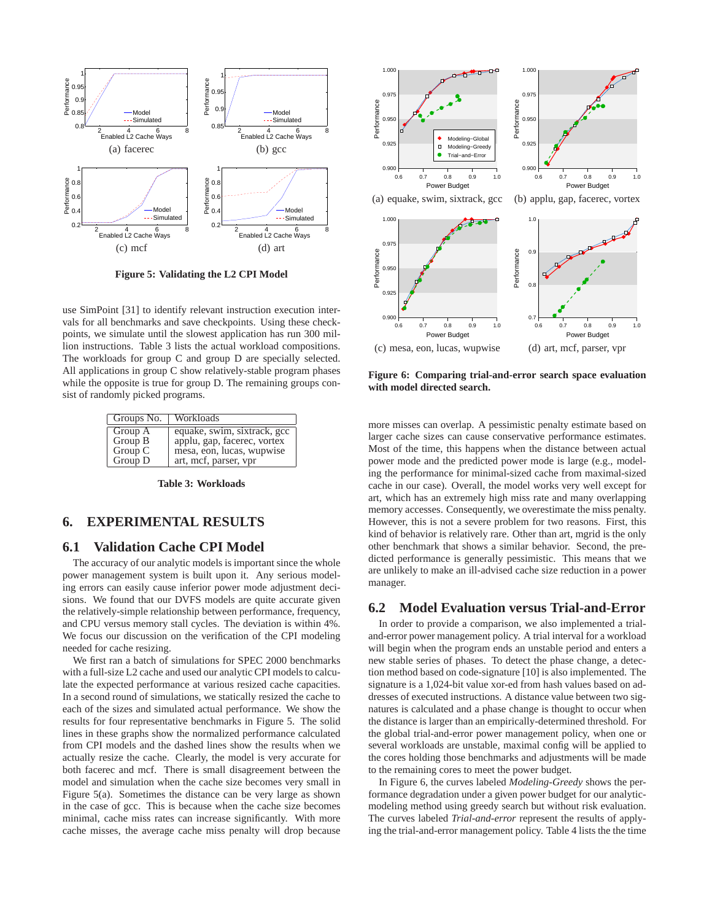Performance
1
0.95
0.9
0.85
0.8
2 4 6 8
Enabled L2 Cache Ways
Model
Simulated
(a) facerec

Performance
1
0.95
0.9
0.85
2 4 6 8
Enabled L2 Cache Ways
Model
Simulated
(b) gcc

Performance
1
0.8
0.6
0.4
0.2
2 4 6 8
Enabled L2 Cache Ways
Model
Simulated
(c) mcf

Performance
1
0.8
0.6
0.4
0.2
2 4 6 8
Enabled L2 Cache Ways
Model
Simulated
(d) art

**Figure 5: Validating the L2 CPI Model**

use SimPoint [31] to identify relevant instruction execution intervals for all benchmarks and save checkpoints. Using these checkpoints, we simulate until the slowest application has run 300 million instructions. Table 3 lists the actual workload compositions. The workloads for group C and group D are specially selected. All applications in group C show relatively-stable program phases while the opposite is true for group D. The remaining groups consist of randomly picked programs.

| Groups No. | Workloads |
|---|---|
| Group A | equake, swim, sixtrack, gcc |
| Group B | applu, gap, facerec, vortex |
| Group C | mesa, eon, lucas, wupwise |
| Group D | art, mcf, parser, vpr |

**Table 3: Workloads**

# 6. EXPERIMENTAL RESULTS

## 6.1 Validation Cache CPI Model

The accuracy of our analytic models is important since the whole power management system is built upon it. Any serious modeling errors can easily cause inferior power mode adjustment decisions. We found that our DVFS models are quite accurate given the relatively-simple relationship between performance, frequency, and CPU versus memory stall cycles. The deviation is within 4%. We focus our discussion on the verification of the CPI modeling needed for cache resizing.

We first ran a batch of simulations for SPEC 2000 benchmarks with a full-size L2 cache and used our analytic CPI models to calculate the expected performance at various resized cache capacities. In a second round of simulations, we statically resized the cache to each of the sizes and simulated actual performance. We show the results for four representative benchmarks in Figure 5. The solid lines in these graphs show the normalized performance calculated from CPI models and the dashed lines show the results when we actually resize the cache. Clearly, the model is very accurate for both facerec and mcf. There is small disagreement between the model and simulation when the cache size becomes very small in Figure 5(a). Sometimes the distance can be very large as shown in the case of gcc. This is because when the cache size becomes minimal, cache miss rates can increase significantly. With more cache misses, the average cache miss penalty will drop because

Performance
1.000
0.975
0.950
0.925
0.900
0.6 0.7 0.8 0.9 1.0
Power Budget
Modeling–Global
Modeling–Greedy
Trial–and–Error
(a) equake, swim, sixtrack, gcc

Performance
1.000
0.975
0.950
0.925
0.900
0.6 0.7 0.8 0.9 1.0
Power Budget
(b) applu, gap, facerec, vortex

Performance
1.000
0.975
0.950
0.925
0.900
0.6 0.7 0.8 0.9 1.0
Power Budget
(c) mesa, eon, lucas, wupwise

Performance
1.0
0.9
0.8
0.7
0.6 0.7 0.8 0.9 1.0
Power Budget
(d) art, mcf, parser, vpr

**Figure 6: Comparing trial-and-error search space evaluation with model directed search.**

more misses can overlap. A pessimistic penalty estimate based on larger cache sizes can cause conservative performance estimates. Most of the time, this happens when the distance between actual power mode and the predicted power mode is large (e.g., modeling the performance for minimal-sized cache from maximal-sized cache in our case). Overall, the model works very well except for art, which has an extremely high miss rate and many overlapping memory accesses. Consequently, we overestimate the miss penalty. However, this is not a severe problem for two reasons. First, this kind of behavior is relatively rare. Other than art, mgrid is the only other benchmark that shows a similar behavior. Second, the predicted performance is generally pessimistic. This means that we are unlikely to make an ill-advised cache size reduction in a power manager.

## 6.2 Model Evaluation versus Trial-and-Error

In order to provide a comparison, we also implemented a trial-and-error power management policy. A trial interval for a workload will begin when the program ends an unstable period and enters a new stable series of phases. To detect the phase change, a detection method based on code-signature [10] is also implemented. The signature is a 1,024-bit value xor-ed from hash values based on addresses of executed instructions. A distance value between two signatures is calculated and a phase change is thought to occur when the distance is larger than an empirically-determined threshold. For the global trial-and-error power management policy, when one or several workloads are unstable, maximal config will be applied to the cores holding those benchmarks and adjustments will be made to the remaining cores to meet the power budget.

In Figure 6, the curves labeled *Modeling-Greedy* shows the performance degradation under a given power budget for our analytic-modeling method using greedy search but without risk evaluation. The curves labeled *Trial-and-error* represent the results of applying the trial-and-error management policy. Table 4 lists the the time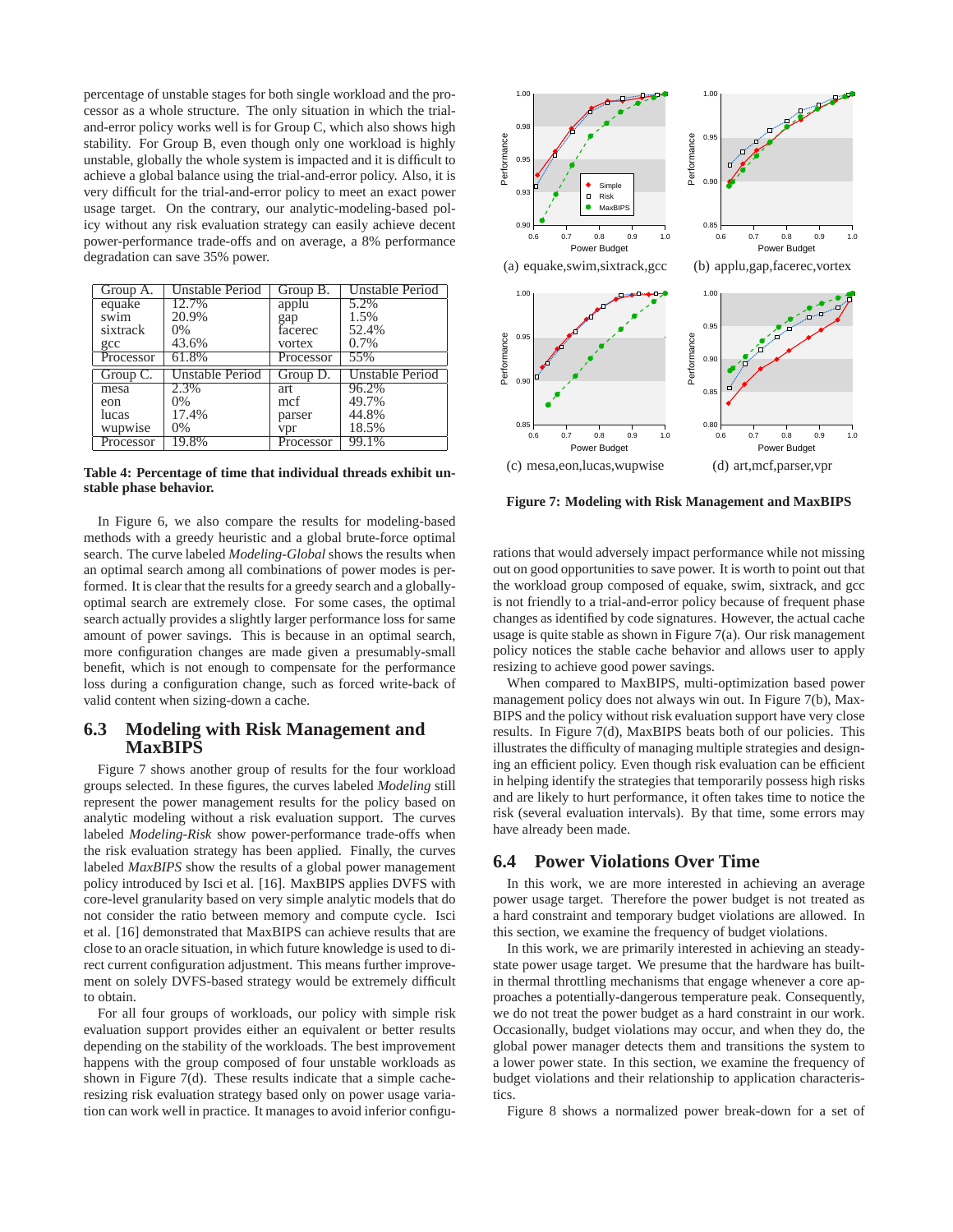percentage of unstable stages for both single workload and the processor as a whole structure. The only situation in which the trial-and-error policy works well is for Group C, which also shows high stability. For Group B, even though only one workload is highly unstable, globally the whole system is impacted and it is difficult to achieve a global balance using the trial-and-error policy. Also, it is very difficult for the trial-and-error policy to meet an exact power usage target. On the contrary, our analytic-modeling-based policy without any risk evaluation strategy can easily achieve decent power-performance trade-offs and on average, a 8% performance degradation can save 35% power.

| Group A. | Unstable Period | Group B. | Unstable Period |
|---|---|---|---|
| equake | 12.7% | applu | 5.2% |
| swim | 20.9% | gap | 1.5% |
| sixtrack | 0% | facerec | 52.4% |
| gcc | 43.6% | vortex | 0.7% |
| Processor | 61.8% | Processor | 55% |
| **Group C.** | **Unstable Period** | **Group D.** | **Unstable Period** |
| mesa | 2.3% | art | 96.2% |
| eon | 0% | mcf | 49.7% |
| lucas | 17.4% | parser | 44.8% |
| wupwise | 0% | vpr | 18.5% |
| Processor | 19.8% | Processor | 99.1% |

**Table 4: Percentage of time that individual threads exhibit unstable phase behavior.**

In Figure 6, we also compare the results for modeling-based methods with a greedy heuristic and a global brute-force optimal search. The curve labeled *Modeling-Global* shows the results when an optimal search among all combinations of power modes is performed. It is clear that the results for a greedy search and a globally-optimal search are extremely close. For some cases, the optimal search actually provides a slightly larger performance loss for same amount of power savings. This is because in an optimal search, more configuration changes are made given a presumably-small benefit, which is not enough to compensate for the performance loss during a configuration change, such as forced write-back of valid content when sizing-down a cache.

## 6.3 Modeling with Risk Management and MaxBIPS

Figure 7 shows another group of results for the four workload groups selected. In these figures, the curves labeled *Modeling* still represent the power management results for the policy based on analytic modeling without a risk evaluation support. The curves labeled *Modeling-Risk* show power-performance trade-offs when the risk evaluation strategy has been applied. Finally, the curves labeled *MaxBIPS* show the results of a global power management policy introduced by Isci et al. [16]. MaxBIPS applies DVFS with core-level granularity based on very simple analytic models that do not consider the ratio between memory and compute cycle. Isci et al. [16] demonstrated that MaxBIPS can achieve results that are close to an oracle situation, in which future knowledge is used to direct current configuration adjustment. This means further improvement on solely DVFS-based strategy would be extremely difficult to obtain.

For all four groups of workloads, our policy with simple risk evaluation support provides either an equivalent or better results depending on the stability of the workloads. The best improvement happens with the group composed of four unstable workloads as shown in Figure 7(d). These results indicate that a simple cache-resizing risk evaluation strategy based only on power usage variation can work well in practice. It manages to avoid inferior configurations that would adversely impact performance while not missing out on good opportunities to save power. It is worth to point out that the workload group composed of equake, swim, sixtrack, and gcc is not friendly to a trial-and-error policy because of frequent phase changes as identified by code signatures. However, the actual cache usage is quite stable as shown in Figure 7(a). Our risk management policy notices the stable cache behavior and allows user to apply resizing to achieve good power savings.

(a) equake,swim,sixtrack,gcc

(b) applu,gap,facerec,vortex

(c) mesa,eon,lucas,wupwise

(d) art,mcf,parser,vpr

**Figure 7: Modeling with Risk Management and MaxBIPS**

When compared to MaxBIPS, multi-optimization based power management policy does not always win out. In Figure 7(b), MaxBIPS and the policy without risk evaluation support have very close results. In Figure 7(d), MaxBIPS beats both of our policies. This illustrates the difficulty of managing multiple strategies and designing an efficient policy. Even though risk evaluation can be efficient in helping identify the strategies that temporarily possess high risks and are likely to hurt performance, it often takes time to notice the risk (several evaluation intervals). By that time, some errors may have already been made.

## 6.4 Power Violations Over Time

In this work, we are more interested in achieving an average power usage target. Therefore the power budget is not treated as a hard constraint and temporary budget violations are allowed. In this section, we examine the frequency of budget violations.

In this work, we are primarily interested in achieving an steady-state power usage target. We presume that the hardware has built-in thermal throttling mechanisms that engage whenever a core approaches a potentially-dangerous temperature peak. Consequently, we do not treat the power budget as a hard constraint in our work. Occasionally, budget violations may occur, and when they do, the global power manager detects them and transitions the system to a lower power state. In this section, we examine the frequency of budget violations and their relationship to application characteristics.

Figure 8 shows a normalized power break-down for a set of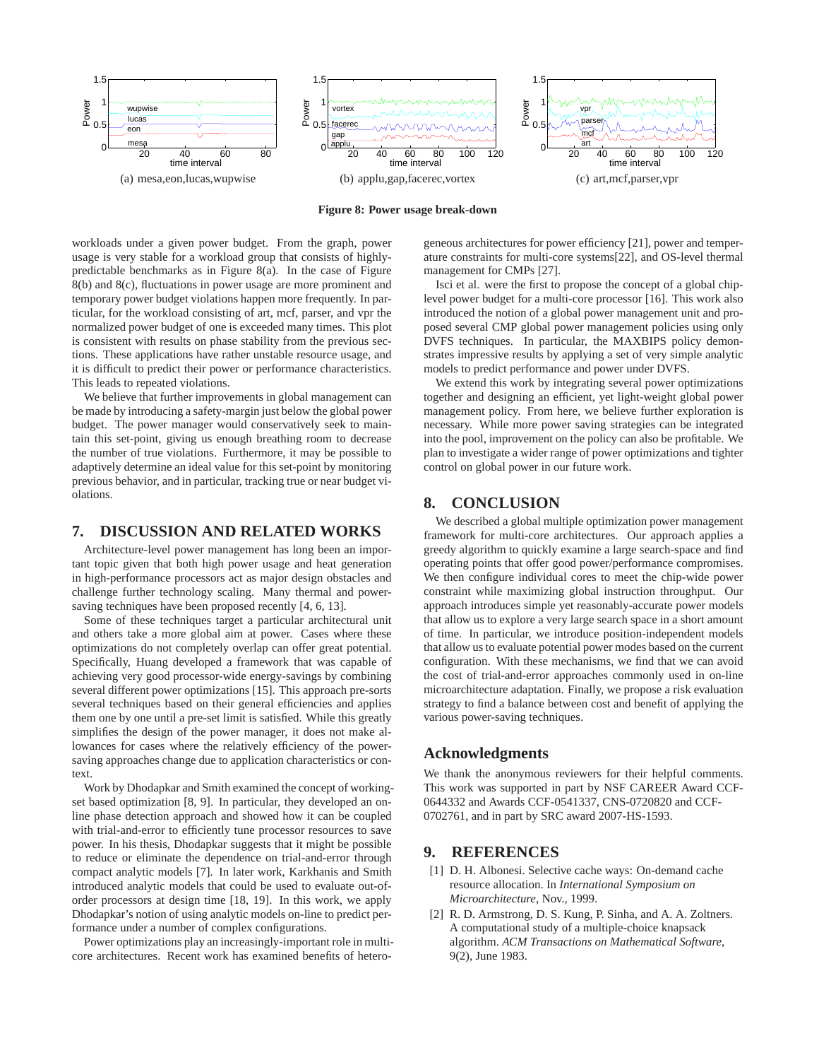Power
1.5
1
0.5
0
wupwise
lucas
eon
mesa
20
40
60
80
time interval

(a) mesa,eon,lucas,wupwise

Power
1.5
1
0.5
0
vortex
facerec
gap
applu
20
40
60
80
100
120
time interval

(b) applu,gap,facerec,vortex

Power
1.5
1
0.5
0
vpr
parser
mcf
art
20
40
60
80
100
120
time interval

(c) art,mcf,parser,vpr

**Figure 8: Power usage break-down**

workloads under a given power budget. From the graph, power usage is very stable for a workload group that consists of highly-predictable benchmarks as in Figure 8(a). In the case of Figure 8(b) and 8(c), fluctuations in power usage are more prominent and temporary power budget violations happen more frequently. In particular, for the workload consisting of art, mcf, parser, and vpr the normalized power budget of one is exceeded many times. This plot is consistent with results on phase stability from the previous sections. These applications have rather unstable resource usage, and it is difficult to predict their power or performance characteristics. This leads to repeated violations.

We believe that further improvements in global management can be made by introducing a safety-margin just below the global power budget. The power manager would conservatively seek to maintain this set-point, giving us enough breathing room to decrease the number of true violations. Furthermore, it may be possible to adaptively determine an ideal value for this set-point by monitoring previous behavior, and in particular, tracking true or near budget violations.

## 7. DISCUSSION AND RELATED WORKS

Architecture-level power management has long been an important topic given that both high power usage and heat generation in high-performance processors act as major design obstacles and challenge further technology scaling. Many thermal and power-saving techniques have been proposed recently [4, 6, 13].

Some of these techniques target a particular architectural unit and others take a more global aim at power. Cases where these optimizations do not completely overlap can offer great potential. Specifically, Huang developed a framework that was capable of achieving very good processor-wide energy-savings by combining several different power optimizations [15]. This approach pre-sorts several techniques based on their general efficiencies and applies them one by one until a pre-set limit is satisfied. While this greatly simplifies the design of the power manager, it does not make allowances for cases where the relatively efficiency of the power-saving approaches change due to application characteristics or context.

Work by Dhodapkar and Smith examined the concept of working-set based optimization [8, 9]. In particular, they developed an on-line phase detection approach and showed how it can be coupled with trial-and-error to efficiently tune processor resources to save power. In his thesis, Dhodapkar suggests that it might be possible to reduce or eliminate the dependence on trial-and-error through compact analytic models [7]. In later work, Karkhanis and Smith introduced analytic models that could be used to evaluate out-of-order processors at design time [18, 19]. In this work, we apply Dhodapkar's notion of using analytic models on-line to predict performance under a number of complex configurations.

Power optimizations play an increasingly-important role in multi-core architectures. Recent work has examined benefits of heterogeneous architectures for power efficiency [21], power and temperature constraints for multi-core systems[22], and OS-level thermal management for CMPs [27].

Isci et al. were the first to propose the concept of a global chip-level power budget for a multi-core processor [16]. This work also introduced the notion of a global power management unit and proposed several CMP global power management policies using only DVFS techniques. In particular, the MAXBIPS policy demonstrates impressive results by applying a set of very simple analytic models to predict performance and power under DVFS.

We extend this work by integrating several power optimizations together and designing an efficient, yet light-weight global power management policy. From here, we believe further exploration is necessary. While more power saving strategies can be integrated into the pool, improvement on the policy can also be profitable. We plan to investigate a wider range of power optimizations and tighter control on global power in our future work.

## 8. CONCLUSION

We described a global multiple optimization power management framework for multi-core architectures. Our approach applies a greedy algorithm to quickly examine a large search-space and find operating points that offer good power/performance compromises. We then configure individual cores to meet the chip-wide power constraint while maximizing global instruction throughput. Our approach introduces simple yet reasonably-accurate power models that allow us to explore a very large search space in a short amount of time. In particular, we introduce position-independent models that allow us to evaluate potential power modes based on the current configuration. With these mechanisms, we find that we can avoid the cost of trial-and-error approaches commonly used in on-line microarchitecture adaptation. Finally, we propose a risk evaluation strategy to find a balance between cost and benefit of applying the various power-saving techniques.

## Acknowledgments

We thank the anonymous reviewers for their helpful comments. This work was supported in part by NSF CAREER Award CCF-0644332 and Awards CCF-0541337, CNS-0720820 and CCF-0702761, and in part by SRC award 2007-HS-1593.

## 9. REFERENCES

[1] D. H. Albonesi. Selective cache ways: On-demand cache resource allocation. In *International Symposium on Microarchitecture*, Nov., 1999.

[2] R. D. Armstrong, D. S. Kung, P. Sinha, and A. A. Zoltners. A computational study of a multiple-choice knapsack algorithm. *ACM Transactions on Mathematical Software*, 9(2), June 1983.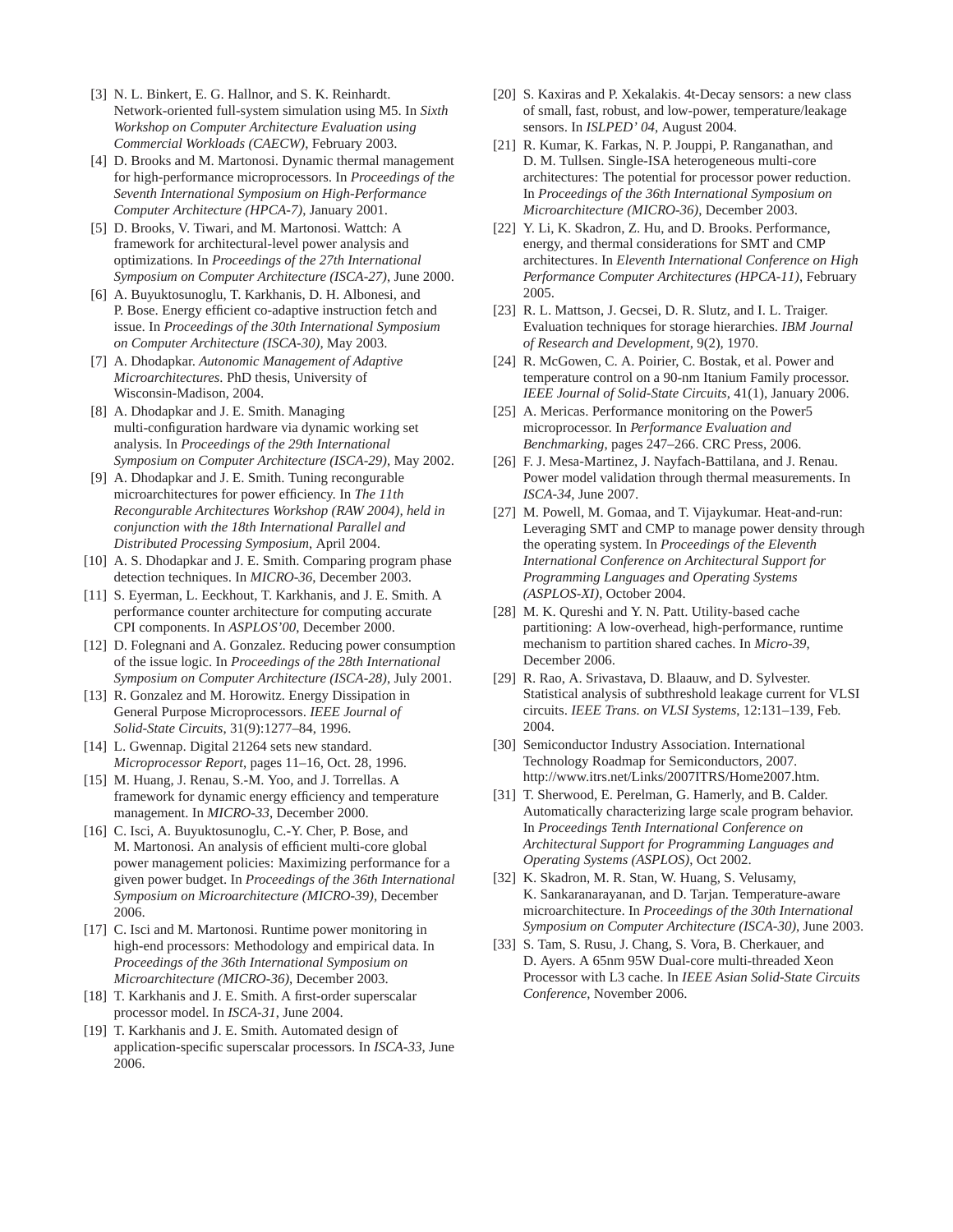[3] N. L. Binkert, E. G. Hallnor, and S. K. Reinhardt. Network-oriented full-system simulation using M5. In *Sixth Workshop on Computer Architecture Evaluation using Commercial Workloads (CAECW)*, February 2003.

[4] D. Brooks and M. Martonosi. Dynamic thermal management for high-performance microprocessors. In *Proceedings of the Seventh International Symposium on High-Performance Computer Architecture (HPCA-7)*, January 2001.

[5] D. Brooks, V. Tiwari, and M. Martonosi. Wattch: A framework for architectural-level power analysis and optimizations. In *Proceedings of the 27th International Symposium on Computer Architecture (ISCA-27)*, June 2000.

[6] A. Buyuktosunoglu, T. Karkhanis, D. H. Albonesi, and P. Bose. Energy efficient co-adaptive instruction fetch and issue. In *Proceedings of the 30th International Symposium on Computer Architecture (ISCA-30)*, May 2003.

[7] A. Dhodapkar. *Autonomic Management of Adaptive Microarchitectures*. PhD thesis, University of Wisconsin-Madison, 2004.

[8] A. Dhodapkar and J. E. Smith. Managing multi-configuration hardware via dynamic working set analysis. In *Proceedings of the 29th International Symposium on Computer Architecture (ISCA-29)*, May 2002.

[9] A. Dhodapkar and J. E. Smith. Tuning recongurable microarchitectures for power efficiency. In *The 11th Recongurable Architectures Workshop (RAW 2004), held in conjunction with the 18th International Parallel and Distributed Processing Symposium*, April 2004.

[10] A. S. Dhodapkar and J. E. Smith. Comparing program phase detection techniques. In *MICRO-36*, December 2003.

[11] S. Eyerman, L. Eeckhout, T. Karkhanis, and J. E. Smith. A performance counter architecture for computing accurate CPI components. In *ASPLOS'00*, December 2000.

[12] D. Folegnani and A. Gonzalez. Reducing power consumption of the issue logic. In *Proceedings of the 28th International Symposium on Computer Architecture (ISCA-28)*, July 2001.

[13] R. Gonzalez and M. Horowitz. Energy Dissipation in General Purpose Microprocessors. *IEEE Journal of Solid-State Circuits*, 31(9):1277–84, 1996.

[14] L. Gwennap. Digital 21264 sets new standard. *Microprocessor Report*, pages 11–16, Oct. 28, 1996.

[15] M. Huang, J. Renau, S.-M. Yoo, and J. Torrellas. A framework for dynamic energy efficiency and temperature management. In *MICRO-33*, December 2000.

[16] C. Isci, A. Buyuktosunoglu, C.-Y. Cher, P. Bose, and M. Martonosi. An analysis of efficient multi-core global power management policies: Maximizing performance for a given power budget. In *Proceedings of the 36th International Symposium on Microarchitecture (MICRO-39)*, December 2006.

[17] C. Isci and M. Martonosi. Runtime power monitoring in high-end processors: Methodology and empirical data. In *Proceedings of the 36th International Symposium on Microarchitecture (MICRO-36)*, December 2003.

[18] T. Karkhanis and J. E. Smith. A first-order superscalar processor model. In *ISCA-31*, June 2004.

[19] T. Karkhanis and J. E. Smith. Automated design of application-specific superscalar processors. In *ISCA-33*, June 2006.

[20] S. Kaxiras and P. Xekalakis. 4t-Decay sensors: a new class of small, fast, robust, and low-power, temperature/leakage sensors. In *ISLPED' 04*, August 2004.

[21] R. Kumar, K. Farkas, N. P. Jouppi, P. Ranganathan, and D. M. Tullsen. Single-ISA heterogeneous multi-core architectures: The potential for processor power reduction. In *Proceedings of the 36th International Symposium on Microarchitecture (MICRO-36)*, December 2003.

[22] Y. Li, K. Skadron, Z. Hu, and D. Brooks. Performance, energy, and thermal considerations for SMT and CMP architectures. In *Eleventh International Conference on High Performance Computer Architectures (HPCA-11)*, February 2005.

[23] R. L. Mattson, J. Gecsei, D. R. Slutz, and I. L. Traiger. Evaluation techniques for storage hierarchies. *IBM Journal of Research and Development*, 9(2), 1970.

[24] R. McGowen, C. A. Poirier, C. Bostak, et al. Power and temperature control on a 90-nm Itanium Family processor. *IEEE Journal of Solid-State Circuits*, 41(1), January 2006.

[25] A. Mericas. Performance monitoring on the Power5 microprocessor. In *Performance Evaluation and Benchmarking*, pages 247–266. CRC Press, 2006.

[26] F. J. Mesa-Martinez, J. Nayfach-Battilana, and J. Renau. Power model validation through thermal measurements. In *ISCA-34*, June 2007.

[27] M. Powell, M. Gomaa, and T. Vijaykumar. Heat-and-run: Leveraging SMT and CMP to manage power density through the operating system. In *Proceedings of the Eleventh International Conference on Architectural Support for Programming Languages and Operating Systems (ASPLOS-XI)*, October 2004.

[28] M. K. Qureshi and Y. N. Patt. Utility-based cache partitioning: A low-overhead, high-performance, runtime mechanism to partition shared caches. In *Micro-39*, December 2006.

[29] R. Rao, A. Srivastava, D. Blaauw, and D. Sylvester. Statistical analysis of subthreshold leakage current for VLSI circuits. *IEEE Trans. on VLSI Systems*, 12:131–139, Feb. 2004.

[30] Semiconductor Industry Association. International Technology Roadmap for Semiconductors, 2007. http://www.itrs.net/Links/2007ITRS/Home2007.htm.

[31] T. Sherwood, E. Perelman, G. Hamerly, and B. Calder. Automatically characterizing large scale program behavior. In *Proceedings Tenth International Conference on Architectural Support for Programming Languages and Operating Systems (ASPLOS)*, Oct 2002.

[32] K. Skadron, M. R. Stan, W. Huang, S. Velusamy, K. Sankaranarayanan, and D. Tarjan. Temperature-aware microarchitecture. In *Proceedings of the 30th International Symposium on Computer Architecture (ISCA-30)*, June 2003.

[33] S. Tam, S. Rusu, J. Chang, S. Vora, B. Cherkauer, and D. Ayers. A 65nm 95W Dual-core multi-threaded Xeon Processor with L3 cache. In *IEEE Asian Solid-State Circuits Conference*, November 2006.